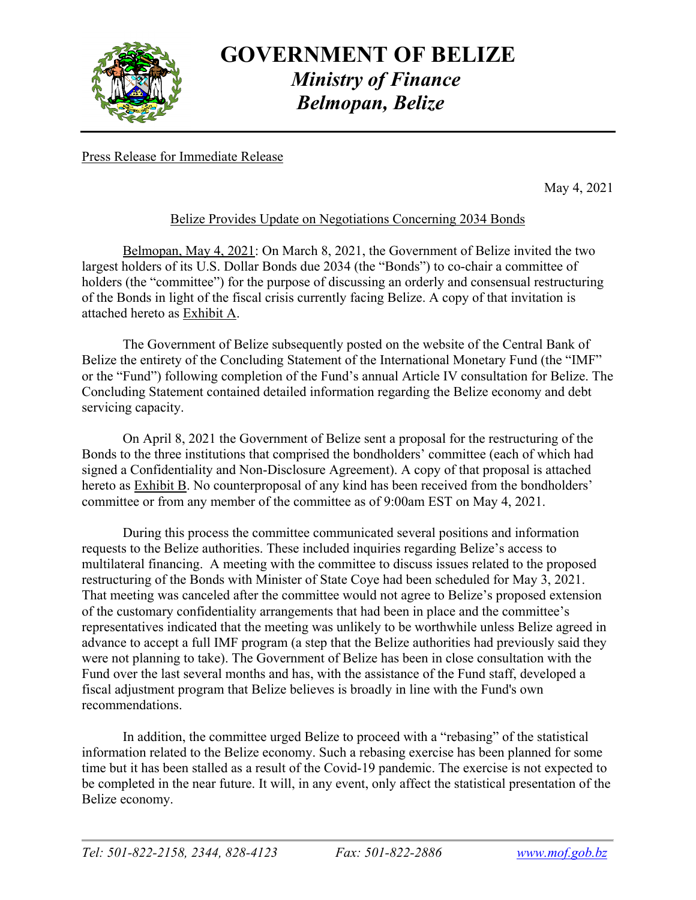# GOVERNMENT OF BELIZE

## *Ministry of Finance*
## *Belmopan, Belize*

Press Release for Immediate Release

May 4, 2021

### Belize Provides Update on Negotiations Concerning 2034 Bonds

Belmopan, May 4, 2021: On March 8, 2021, the Government of Belize invited the two largest holders of its U.S. Dollar Bonds due 2034 (the "Bonds") to co-chair a committee of holders (the "committee") for the purpose of discussing an orderly and consensual restructuring of the Bonds in light of the fiscal crisis currently facing Belize. A copy of that invitation is attached hereto as Exhibit A.

The Government of Belize subsequently posted on the website of the Central Bank of Belize the entirety of the Concluding Statement of the International Monetary Fund (the "IMF" or the "Fund") following completion of the Fund's annual Article IV consultation for Belize. The Concluding Statement contained detailed information regarding the Belize economy and debt servicing capacity.

On April 8, 2021 the Government of Belize sent a proposal for the restructuring of the Bonds to the three institutions that comprised the bondholders' committee (each of which had signed a Confidentiality and Non-Disclosure Agreement). A copy of that proposal is attached hereto as Exhibit B. No counterproposal of any kind has been received from the bondholders' committee or from any member of the committee as of 9:00am EST on May 4, 2021.

During this process the committee communicated several positions and information requests to the Belize authorities. These included inquiries regarding Belize's access to multilateral financing. A meeting with the committee to discuss issues related to the proposed restructuring of the Bonds with Minister of State Coye had been scheduled for May 3, 2021. That meeting was canceled after the committee would not agree to Belize's proposed extension of the customary confidentiality arrangements that had been in place and the committee's representatives indicated that the meeting was unlikely to be worthwhile unless Belize agreed in advance to accept a full IMF program (a step that the Belize authorities had previously said they were not planning to take). The Government of Belize has been in close consultation with the Fund over the last several months and has, with the assistance of the Fund staff, developed a fiscal adjustment program that Belize believes is broadly in line with the Fund's own recommendations.

In addition, the committee urged Belize to proceed with a "rebasing" of the statistical information related to the Belize economy. Such a rebasing exercise has been planned for some time but it has been stalled as a result of the Covid-19 pandemic. The exercise is not expected to be completed in the near future. It will, in any event, only affect the statistical presentation of the Belize economy.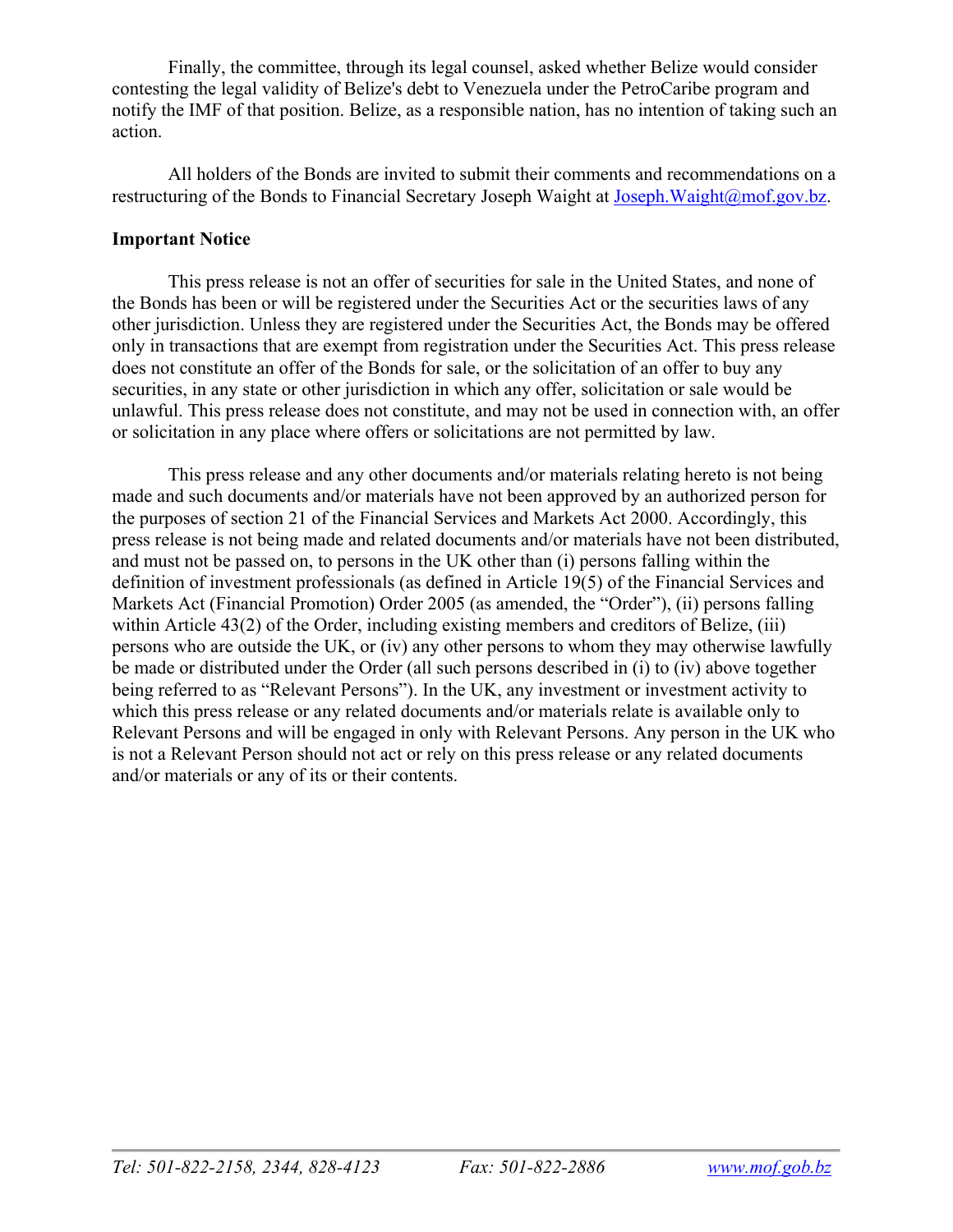Finally, the committee, through its legal counsel, asked whether Belize would consider contesting the legal validity of Belize's debt to Venezuela under the PetroCaribe program and notify the IMF of that position. Belize, as a responsible nation, has no intention of taking such an action.

All holders of the Bonds are invited to submit their comments and recommendations on a restructuring of the Bonds to Financial Secretary Joseph Waight at Joseph.Waight@mof.gov.bz.

**Important Notice**

This press release is not an offer of securities for sale in the United States, and none of the Bonds has been or will be registered under the Securities Act or the securities laws of any other jurisdiction. Unless they are registered under the Securities Act, the Bonds may be offered only in transactions that are exempt from registration under the Securities Act. This press release does not constitute an offer of the Bonds for sale, or the solicitation of an offer to buy any securities, in any state or other jurisdiction in which any offer, solicitation or sale would be unlawful. This press release does not constitute, and may not be used in connection with, an offer or solicitation in any place where offers or solicitations are not permitted by law.

This press release and any other documents and/or materials relating hereto is not being made and such documents and/or materials have not been approved by an authorized person for the purposes of section 21 of the Financial Services and Markets Act 2000. Accordingly, this press release is not being made and related documents and/or materials have not been distributed, and must not be passed on, to persons in the UK other than (i) persons falling within the definition of investment professionals (as defined in Article 19(5) of the Financial Services and Markets Act (Financial Promotion) Order 2005 (as amended, the "Order"), (ii) persons falling within Article 43(2) of the Order, including existing members and creditors of Belize, (iii) persons who are outside the UK, or (iv) any other persons to whom they may otherwise lawfully be made or distributed under the Order (all such persons described in (i) to (iv) above together being referred to as "Relevant Persons"). In the UK, any investment or investment activity to which this press release or any related documents and/or materials relate is available only to Relevant Persons and will be engaged in only with Relevant Persons. Any person in the UK who is not a Relevant Person should not act or rely on this press release or any related documents and/or materials or any of its or their contents.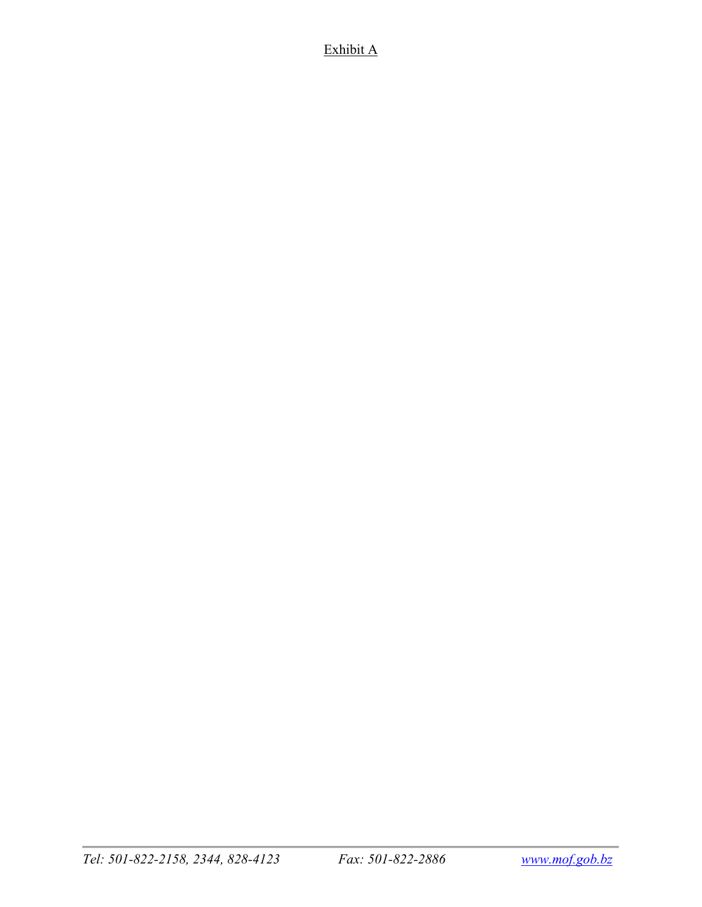Exhibit A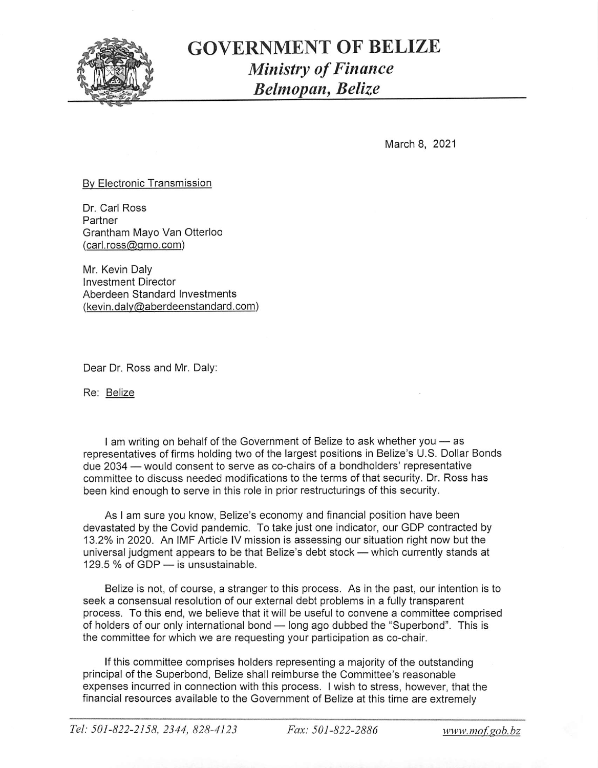# GOVERNMENT OF BELIZE

## *Ministry of Finance*

## *Belmopan, Belize*

March 8, 2021

By Electronic Transmission

Dr. Carl Ross
Partner
Grantham Mayo Van Otterloo
(carl.ross@gmo.com)

Mr. Kevin Daly
Investment Director
Aberdeen Standard Investments
(kevin.daly@aberdeenstandard.com)

Dear Dr. Ross and Mr. Daly:

Re: Belize

I am writing on behalf of the Government of Belize to ask whether you — as representatives of firms holding two of the largest positions in Belize's U.S. Dollar Bonds due 2034 — would consent to serve as co-chairs of a bondholders' representative committee to discuss needed modifications to the terms of that security. Dr. Ross has been kind enough to serve in this role in prior restructurings of this security.

As I am sure you know, Belize's economy and financial position have been devastated by the Covid pandemic. To take just one indicator, our GDP contracted by 13.2% in 2020. An IMF Article IV mission is assessing our situation right now but the universal judgment appears to be that Belize's debt stock — which currently stands at 129.5 % of GDP — is unsustainable.

Belize is not, of course, a stranger to this process. As in the past, our intention is to seek a consensual resolution of our external debt problems in a fully transparent process. To this end, we believe that it will be useful to convene a committee comprised of holders of our only international bond — long ago dubbed the "Superbond". This is the committee for which we are requesting your participation as co-chair.

If this committee comprises holders representing a majority of the outstanding principal of the Superbond, Belize shall reimburse the Committee's reasonable expenses incurred in connection with this process. I wish to stress, however, that the financial resources available to the Government of Belize at this time are extremely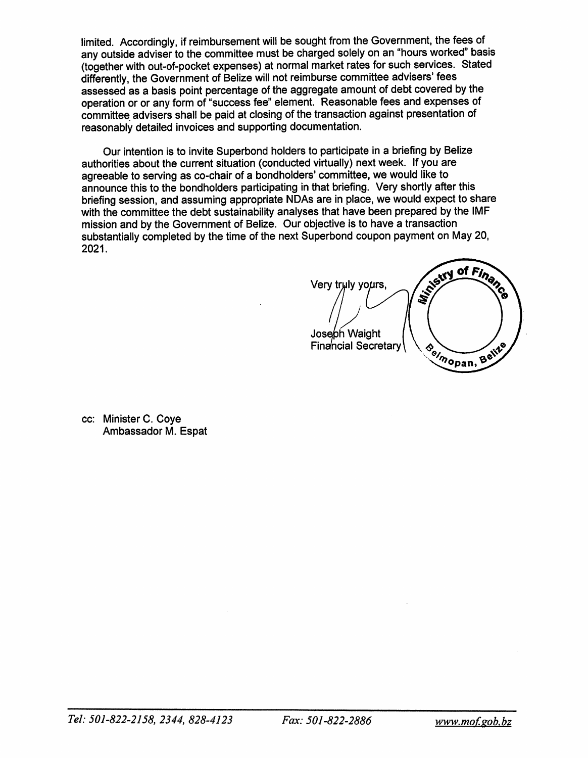limited. Accordingly, if reimbursement will be sought from the Government, the fees of any outside adviser to the committee must be charged solely on an "hours worked" basis (together with out-of-pocket expenses) at normal market rates for such services. Stated differently, the Government of Belize will not reimburse committee advisers' fees assessed as a basis point percentage of the aggregate amount of debt covered by the operation or or any form of "success fee" element. Reasonable fees and expenses of committee advisers shall be paid at closing of the transaction against presentation of reasonably detailed invoices and supporting documentation.

Our intention is to invite Superbond holders to participate in a briefing by Belize authorities about the current situation (conducted virtually) next week. If you are agreeable to serving as co-chair of a bondholders' committee, we would like to announce this to the bondholders participating in that briefing. Very shortly after this briefing session, and assuming appropriate NDAs are in place, we would expect to share with the committee the debt sustainability analyses that have been prepared by the IMF mission and by the Government of Belize. Our objective is to have a transaction substantially completed by the time of the next Superbond coupon payment on May 20, 2021.

Very truly yours,

Joseph Waight
Financial Secretary

Ministry of Finance
Belmopan, Belize

cc: Minister C. Coye
Ambassador M. Espat

*Tel: 501-822-2158, 2344, 828-4123* *Fax: 501-822-2886* *www.mof.gob.bz*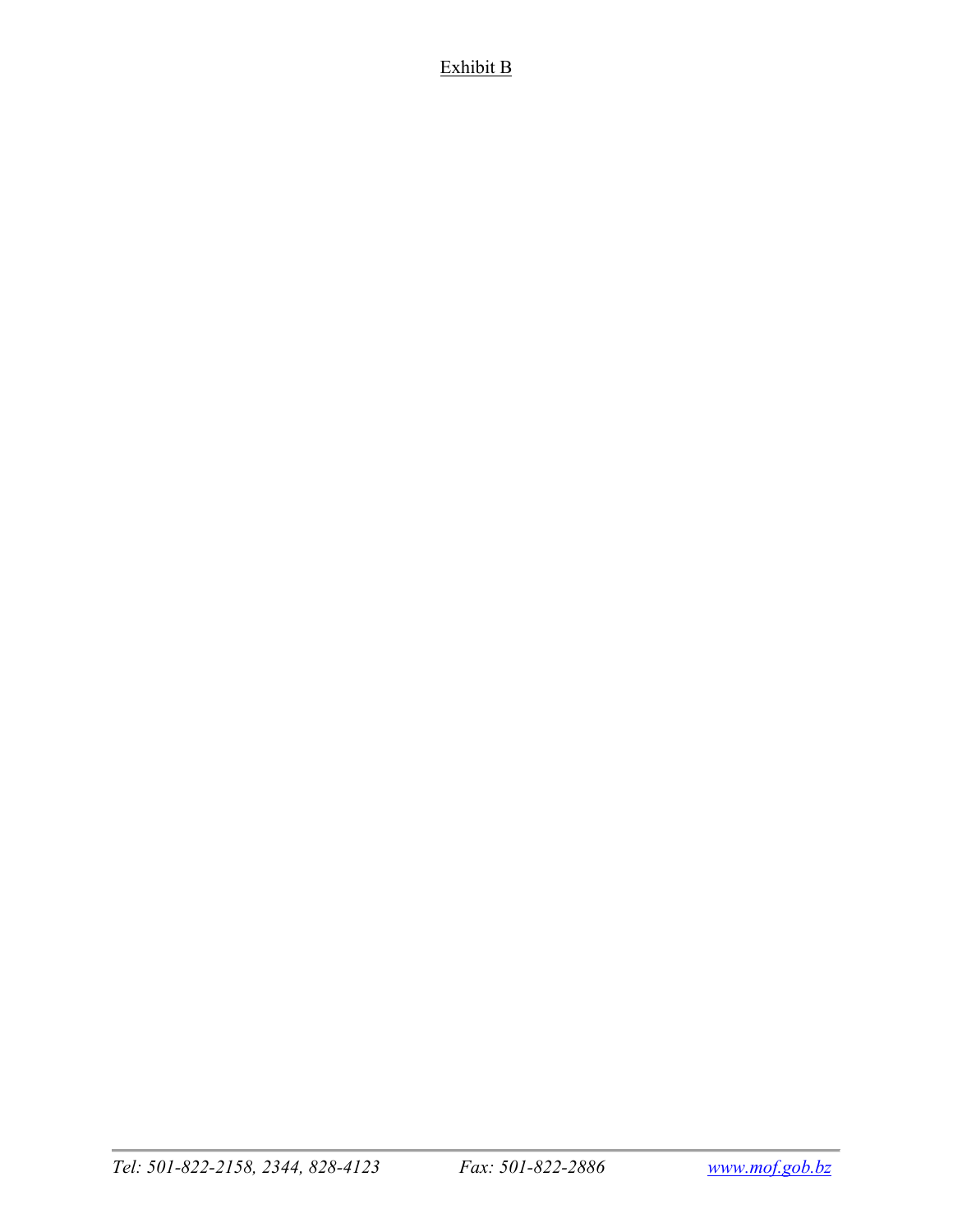Exhibit B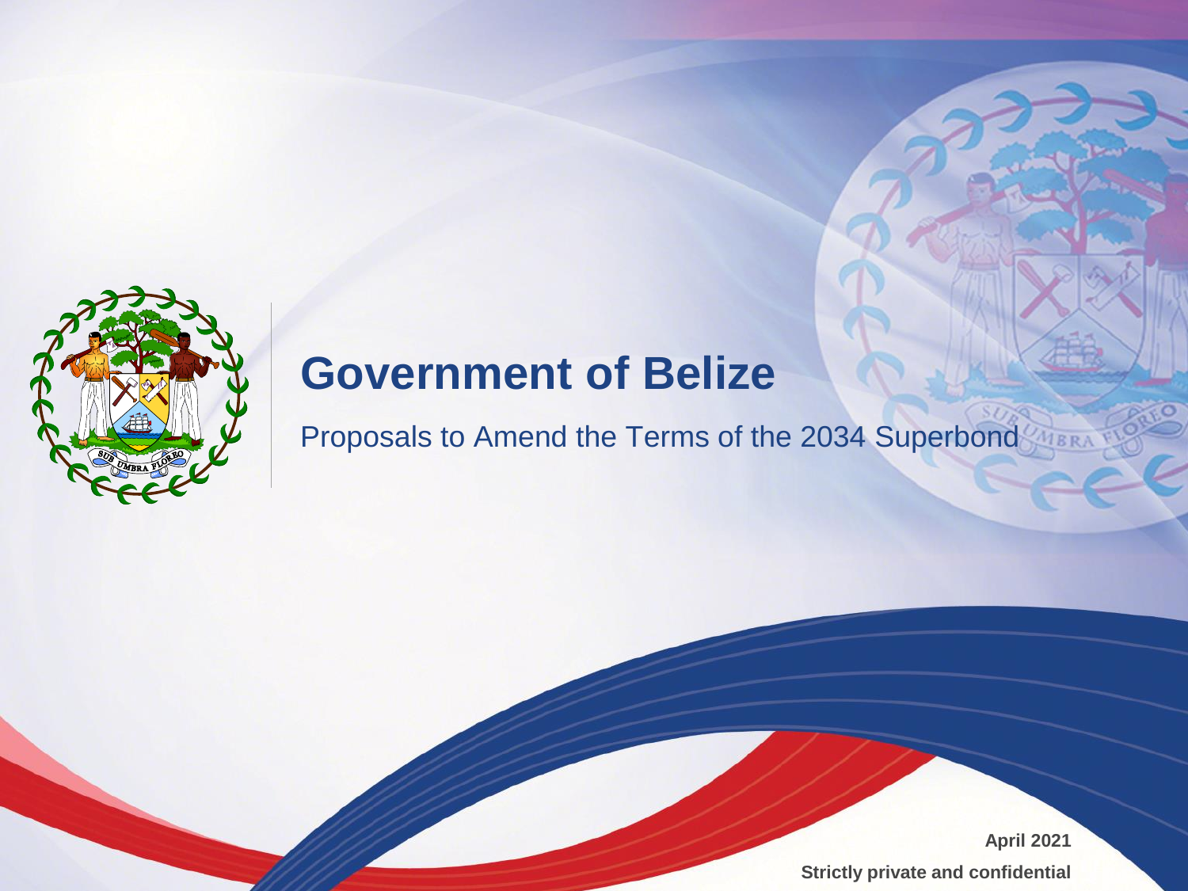# Government of Belize

Proposals to Amend the Terms of the 2034 Superbond

**April 2021**

**Strictly private and confidential**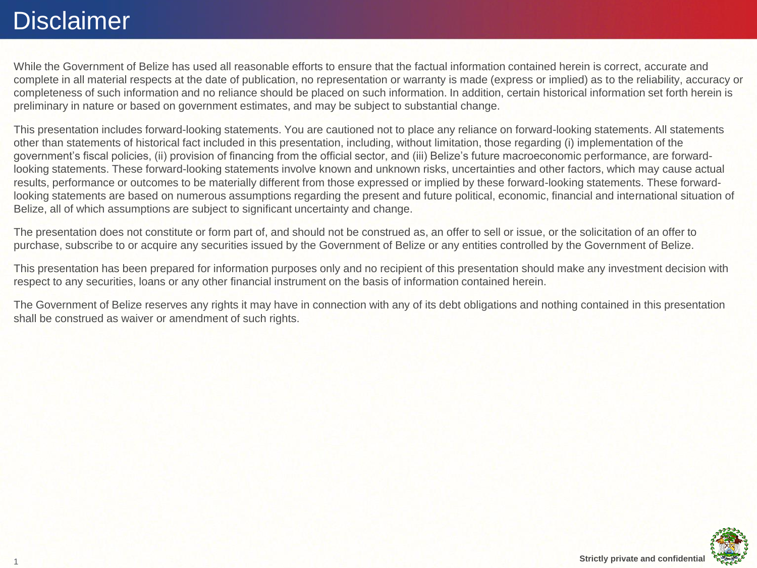# Disclaimer

While the Government of Belize has used all reasonable efforts to ensure that the factual information contained herein is correct, accurate and complete in all material respects at the date of publication, no representation or warranty is made (express or implied) as to the reliability, accuracy or completeness of such information and no reliance should be placed on such information. In addition, certain historical information set forth herein is preliminary in nature or based on government estimates, and may be subject to substantial change.

This presentation includes forward-looking statements. You are cautioned not to place any reliance on forward-looking statements. All statements other than statements of historical fact included in this presentation, including, without limitation, those regarding (i) implementation of the government's fiscal policies, (ii) provision of financing from the official sector, and (iii) Belize's future macroeconomic performance, are forward-looking statements. These forward-looking statements involve known and unknown risks, uncertainties and other factors, which may cause actual results, performance or outcomes to be materially different from those expressed or implied by these forward-looking statements. These forward-looking statements are based on numerous assumptions regarding the present and future political, economic, financial and international situation of Belize, all of which assumptions are subject to significant uncertainty and change.

The presentation does not constitute or form part of, and should not be construed as, an offer to sell or issue, or the solicitation of an offer to purchase, subscribe to or acquire any securities issued by the Government of Belize or any entities controlled by the Government of Belize.

This presentation has been prepared for information purposes only and no recipient of this presentation should make any investment decision with respect to any securities, loans or any other financial instrument on the basis of information contained herein.

The Government of Belize reserves any rights it may have in connection with any of its debt obligations and nothing contained in this presentation shall be construed as waiver or amendment of such rights.

**Strictly private and confidential**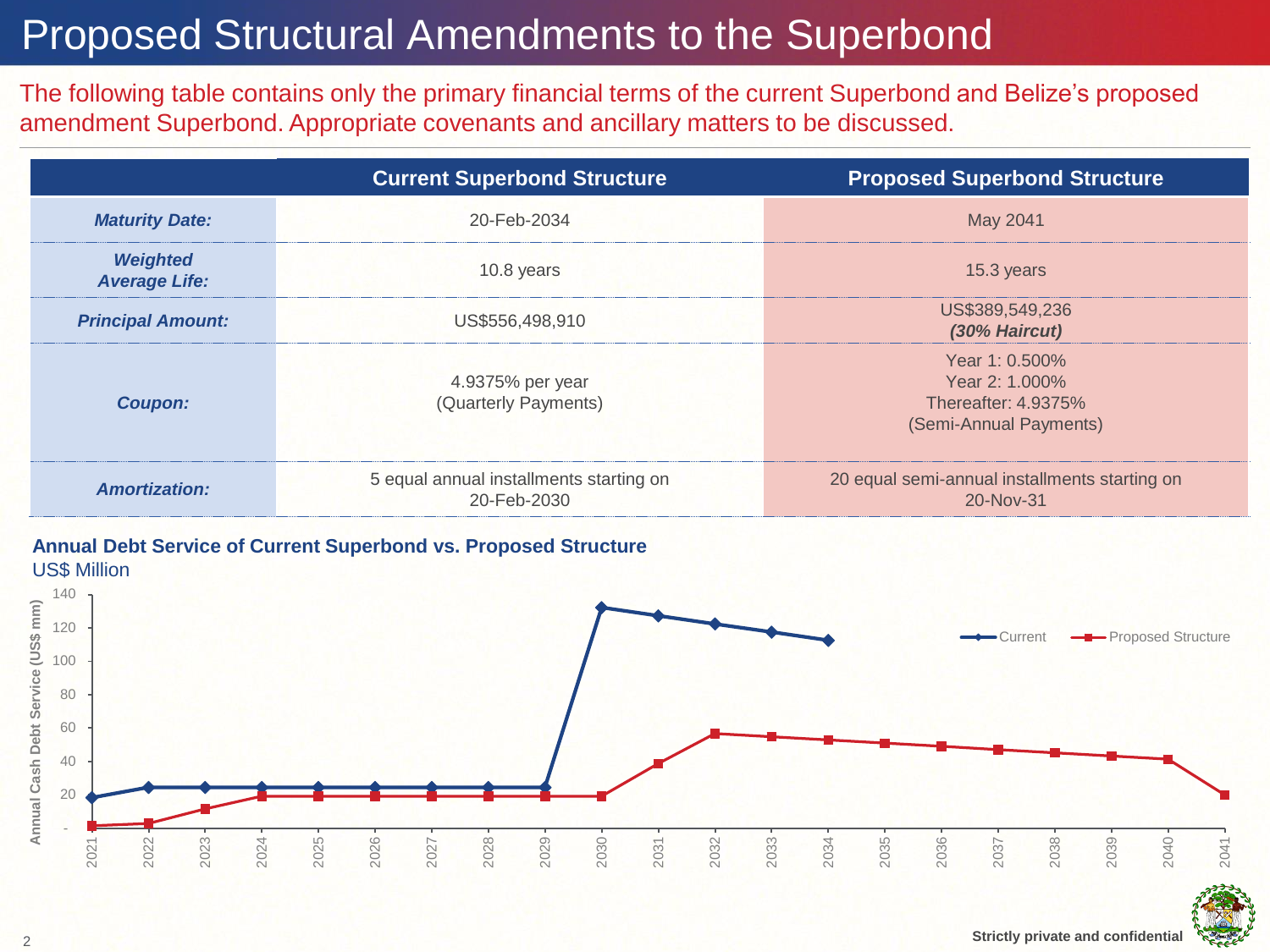# Proposed Structural Amendments to the Superbond

The following table contains only the primary financial terms of the current Superbond and Belize's proposed amendment Superbond. Appropriate covenants and ancillary matters to be discussed.

| | Current Superbond Structure | Proposed Superbond Structure |
|---|---|---|
| ***Maturity Date:*** | 20-Feb-2034 | May 2041 |
| ***Weighted Average Life:*** | 10.8 years | 15.3 years |
| ***Principal Amount:*** | US$556,498,910 | US$389,549,236 ***(30% Haircut)*** |
| ***Coupon:*** | 4.9375% per year (Quarterly Payments) | Year 1: 0.500%<br>Year 2: 1.000%<br>Thereafter: 4.9375%<br>(Semi-Annual Payments) |
| ***Amortization:*** | 5 equal annual installments starting on 20-Feb-2030 | 20 equal semi-annual installments starting on 20-Nov-31 |

**Annual Debt Service of Current Superbond vs. Proposed Structure**

US$ Million

Strictly private and confidential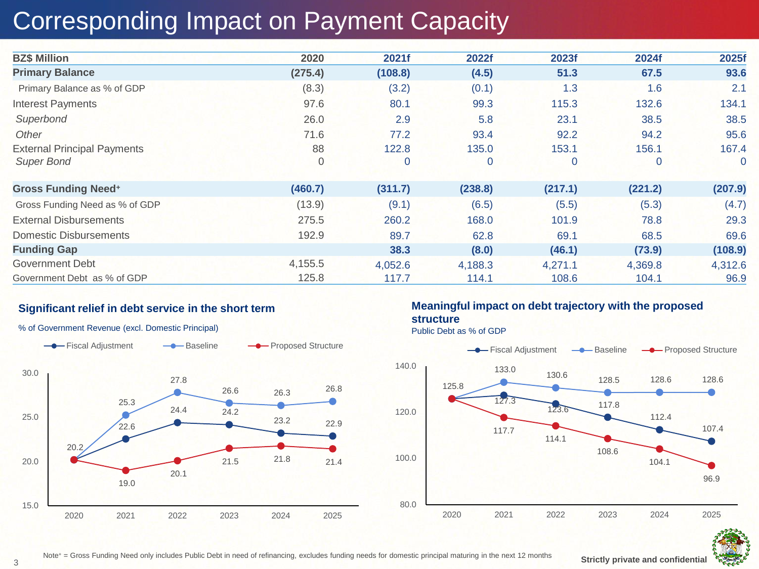# Corresponding Impact on Payment Capacity

| BZ$ Million | 2020 | 2021f | 2022f | 2023f | 2024f | 2025f |
|---|---|---|---|---|---|---|
| **Primary Balance** | **(275.4)** | **(108.8)** | **(4.5)** | **51.3** | **67.5** | **93.6** |
| Primary Balance as % of GDP | (8.3) | (3.2) | (0.1) | 1.3 | 1.6 | 2.1 |
| Interest Payments | 97.6 | 80.1 | 99.3 | 115.3 | 132.6 | 134.1 |
| *Superbond* | 26.0 | 2.9 | 5.8 | 23.1 | 38.5 | 38.5 |
| *Other* | 71.6 | 77.2 | 93.4 | 92.2 | 94.2 | 95.6 |
| External Principal Payments | 88 | 122.8 | 135.0 | 153.1 | 156.1 | 167.4 |
| *Super Bond* | 0 | 0 | 0 | 0 | 0 | 0 |
| **Gross Funding Need+** | **(460.7)** | **(311.7)** | **(238.8)** | **(217.1)** | **(221.2)** | **(207.9)** |
| Gross Funding Need as % of GDP | (13.9) | (9.1) | (6.5) | (5.5) | (5.3) | (4.7) |
| External Disbursements | 275.5 | 260.2 | 168.0 | 101.9 | 78.8 | 29.3 |
| Domestic Disbursements | 192.9 | 89.7 | 62.8 | 69.1 | 68.5 | 69.6 |
| **Funding Gap** | | **38.3** | **(8.0)** | **(46.1)** | **(73.9)** | **(108.9)** |
| Government Debt | 4,155.5 | 4,052.6 | 4,188.3 | 4,271.1 | 4,369.8 | 4,312.6 |
| Government Debt as % of GDP | 125.8 | 117.7 | 114.1 | 108.6 | 104.1 | 96.9 |

## Significant relief in debt service in the short term

% of Government Revenue (excl. Domestic Principal)

| | 2020 | 2021 | 2022 | 2023 | 2024 | 2025 |
|---|---|---|---|---|---|---|
| Fiscal Adjustment | 20.2 | 22.6 | 24.4 | 24.2 | 23.2 | 22.9 |
| Baseline | 20.2 | 25.3 | 27.8 | 26.6 | 26.3 | 26.8 |
| Proposed Structure | 20.2 | 19.0 | 20.1 | 21.5 | 21.8 | 21.4 |

## Meaningful impact on debt trajectory with the proposed structure

Public Debt as % of GDP

| | 2020 | 2021 | 2022 | 2023 | 2024 | 2025 |
|---|---|---|---|---|---|---|
| Fiscal Adjustment | 125.8 | 127.3 | 123.6 | 117.8 | 112.4 | 107.4 |
| Baseline | 125.8 | 133.0 | 130.6 | 128.5 | 128.6 | 128.6 |
| Proposed Structure | 125.8 | 117.7 | 114.1 | 108.6 | 104.1 | 96.9 |

Note+ = Gross Funding Need only includes Public Debt in need of refinancing, excludes funding needs for domestic principal maturing in the next 12 months

Strictly private and confidential